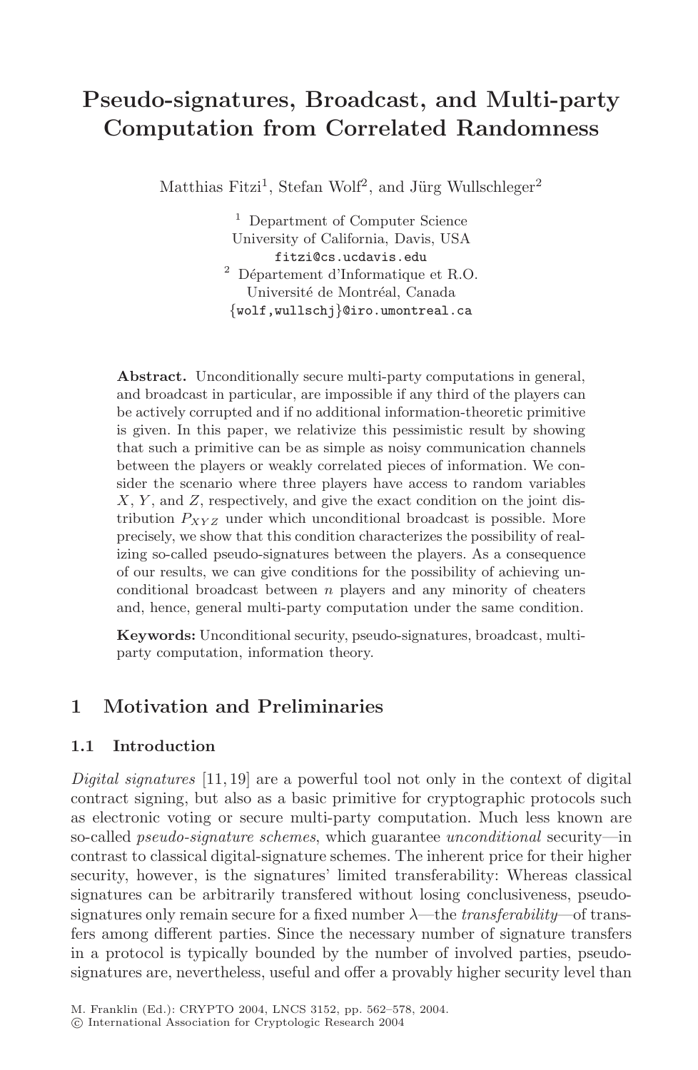# Pseudo-signatures, Broadcast, and Multi-party Computation from Correlated Randomness

Matthias Fitzi[1], Stefan Wolf[2], and Jürg Wullschleger[2]

[1] Department of Computer Science
University of California, Davis, USA
fitzi@cs.ucdavis.edu

[2] Département d'Informatique et R.O.
Université de Montréal, Canada
{wolf,wullschj}@iro.umontreal.ca

**Abstract.** Unconditionally secure multi-party computations in general, and broadcast in particular, are impossible if any third of the players can be actively corrupted and if no additional information-theoretic primitive is given. In this paper, we relativize this pessimistic result by showing that such a primitive can be as simple as noisy communication channels between the players or weakly correlated pieces of information. We consider the scenario where three players have access to random variables $X$, $Y$, and $Z$, respectively, and give the exact condition on the joint distribution $P_{XYZ}$ under which unconditional broadcast is possible. More precisely, we show that this condition characterizes the possibility of realizing so-called pseudo-signatures between the players. As a consequence of our results, we can give conditions for the possibility of achieving unconditional broadcast between $n$ players and any minority of cheaters and, hence, general multi-party computation under the same condition.

**Keywords:** Unconditional security, pseudo-signatures, broadcast, multi-party computation, information theory.

## 1 Motivation and Preliminaries

### 1.1 Introduction

*Digital signatures* [11, 19] are a powerful tool not only in the context of digital contract signing, but also as a basic primitive for cryptographic protocols such as electronic voting or secure multi-party computation. Much less known are so-called *pseudo-signature schemes*, which guarantee *unconditional* security—in contrast to classical digital-signature schemes. The inherent price for their higher security, however, is the signatures' limited transferability: Whereas classical signatures can be arbitrarily transfered without losing conclusiveness, pseudo-signatures only remain secure for a fixed number $\lambda$—the *transferability*—of transfers among different parties. Since the necessary number of signature transfers in a protocol is typically bounded by the number of involved parties, pseudo-signatures are, nevertheless, useful and offer a provably higher security level than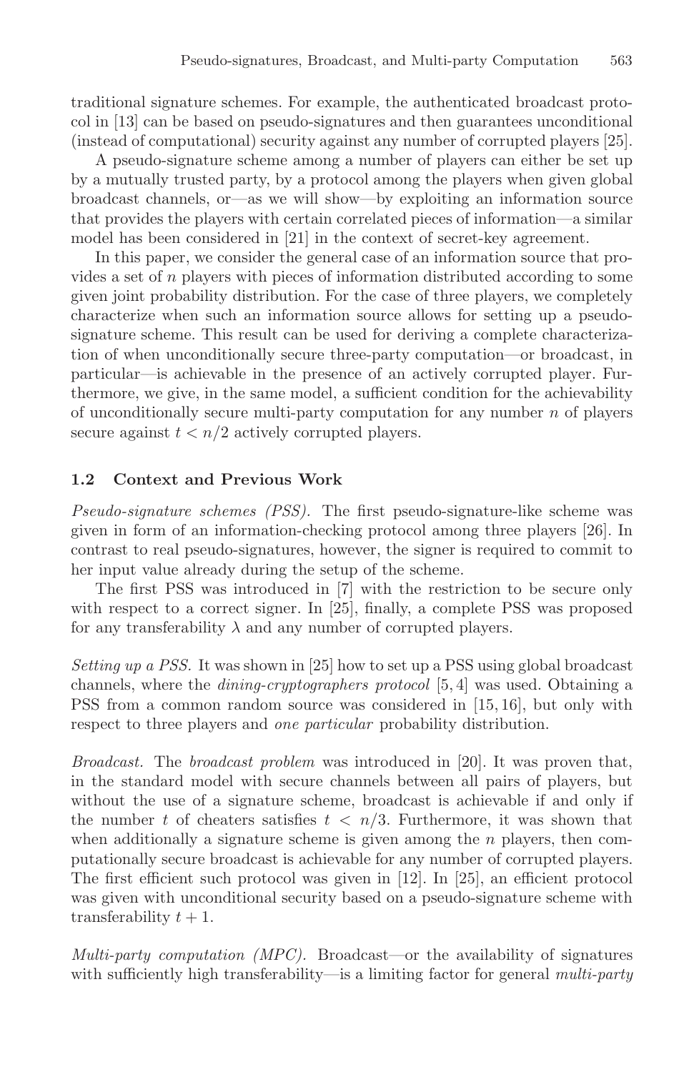traditional signature schemes. For example, the authenticated broadcast protocol in [13] can be based on pseudo-signatures and then guarantees unconditional (instead of computational) security against any number of corrupted players [25].

A pseudo-signature scheme among a number of players can either be set up by a mutually trusted party, by a protocol among the players when given global broadcast channels, or—as we will show—by exploiting an information source that provides the players with certain correlated pieces of information—a similar model has been considered in [21] in the context of secret-key agreement.

In this paper, we consider the general case of an information source that provides a set of $n$ players with pieces of information distributed according to some given joint probability distribution. For the case of three players, we completely characterize when such an information source allows for setting up a pseudo-signature scheme. This result can be used for deriving a complete characterization of when unconditionally secure three-party computation—or broadcast, in particular—is achievable in the presence of an actively corrupted player. Furthermore, we give, in the same model, a sufficient condition for the achievability of unconditionally secure multi-party computation for any number $n$ of players secure against $t < n/2$ actively corrupted players.

### 1.2 Context and Previous Work

*Pseudo-signature schemes (PSS).* The first pseudo-signature-like scheme was given in form of an information-checking protocol among three players [26]. In contrast to real pseudo-signatures, however, the signer is required to commit to her input value already during the setup of the scheme.

The first PSS was introduced in [7] with the restriction to be secure only with respect to a correct signer. In [25], finally, a complete PSS was proposed for any transferability $\lambda$ and any number of corrupted players.

*Setting up a PSS.* It was shown in [25] how to set up a PSS using global broadcast channels, where the *dining-cryptographers protocol* [5, 4] was used. Obtaining a PSS from a common random source was considered in [15, 16], but only with respect to three players and *one particular* probability distribution.

*Broadcast.* The *broadcast problem* was introduced in [20]. It was proven that, in the standard model with secure channels between all pairs of players, but without the use of a signature scheme, broadcast is achievable if and only if the number $t$ of cheaters satisfies $t < n/3$. Furthermore, it was shown that when additionally a signature scheme is given among the $n$ players, then computationally secure broadcast is achievable for any number of corrupted players. The first efficient such protocol was given in [12]. In [25], an efficient protocol was given with unconditional security based on a pseudo-signature scheme with transferability $t + 1$.

*Multi-party computation (MPC).* Broadcast—or the availability of signatures with sufficiently high transferability—is a limiting factor for general *multi-party*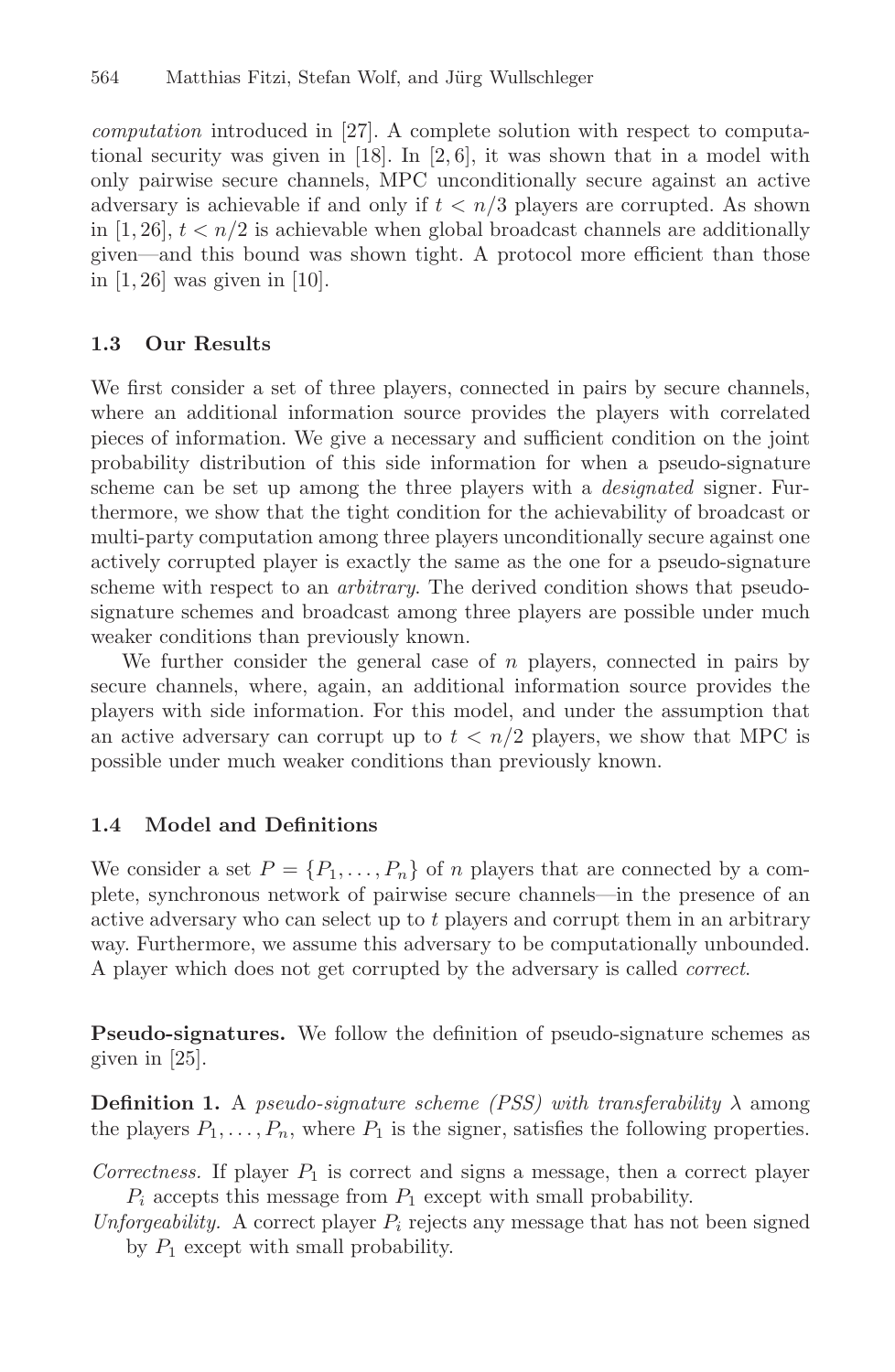*computation* introduced in [27]. A complete solution with respect to computational security was given in [18]. In [2, 6], it was shown that in a model with only pairwise secure channels, MPC unconditionally secure against an active adversary is achievable if and only if $t < n/3$ players are corrupted. As shown in [1, 26], $t < n/2$ is achievable when global broadcast channels are additionally given—and this bound was shown tight. A protocol more efficient than those in [1, 26] was given in [10].

### 1.3 Our Results

We first consider a set of three players, connected in pairs by secure channels, where an additional information source provides the players with correlated pieces of information. We give a necessary and sufficient condition on the joint probability distribution of this side information for when a pseudo-signature scheme can be set up among the three players with a *designated* signer. Furthermore, we show that the tight condition for the achievability of broadcast or multi-party computation among three players unconditionally secure against one actively corrupted player is exactly the same as the one for a pseudo-signature scheme with respect to an *arbitrary*. The derived condition shows that pseudo-signature schemes and broadcast among three players are possible under much weaker conditions than previously known.

We further consider the general case of $n$ players, connected in pairs by secure channels, where, again, an additional information source provides the players with side information. For this model, and under the assumption that an active adversary can corrupt up to $t < n/2$ players, we show that MPC is possible under much weaker conditions than previously known.

### 1.4 Model and Definitions

We consider a set $P = \{P_1, \ldots, P_n\}$ of $n$ players that are connected by a complete, synchronous network of pairwise secure channels—in the presence of an active adversary who can select up to $t$ players and corrupt them in an arbitrary way. Furthermore, we assume this adversary to be computationally unbounded. A player which does not get corrupted by the adversary is called *correct*.

**Pseudo-signatures.** We follow the definition of pseudo-signature schemes as given in [25].

**Definition 1.** A *pseudo-signature scheme (PSS) with transferability* $\lambda$ among the players $P_1, \ldots, P_n$, where $P_1$ is the signer, satisfies the following properties.

*Correctness.* If player $P_1$ is correct and signs a message, then a correct player $P_i$ accepts this message from $P_1$ except with small probability.

*Unforgeability.* A correct player $P_i$ rejects any message that has not been signed by $P_1$ except with small probability.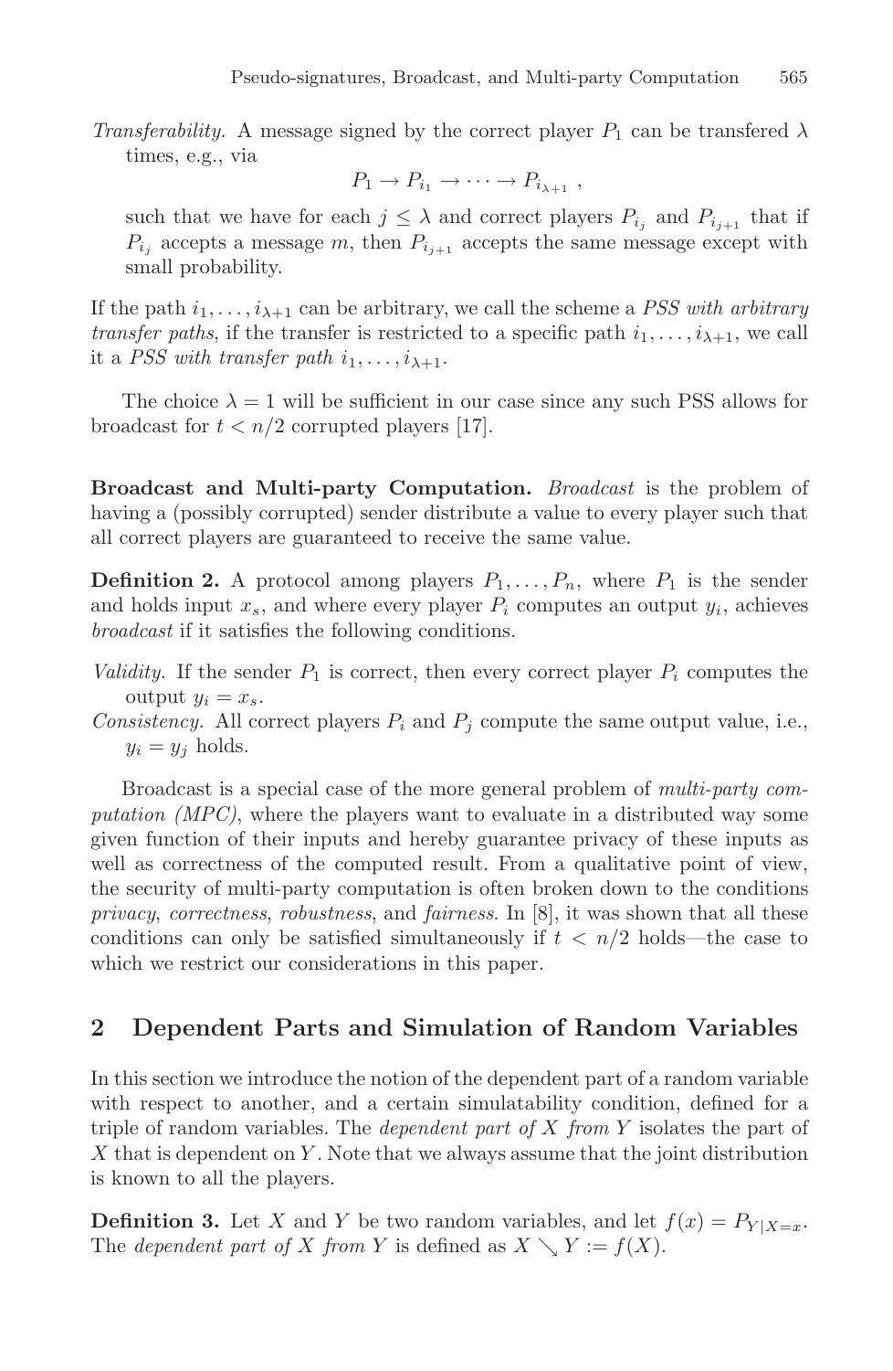*Transferability.* A message signed by the correct player $P_1$ can be transfered $\lambda$ times, e.g., via

$$P_1 \to P_{i_1} \to \cdots \to P_{i_{\lambda+1}} \ ,$$

such that we have for each $j \leq \lambda$ and correct players $P_{i_j}$ and $P_{i_{j+1}}$ that if $P_{i_j}$ accepts a message $m$, then $P_{i_{j+1}}$ accepts the same message except with small probability.

If the path $i_1, \ldots, i_{\lambda+1}$ can be arbitrary, we call the scheme a *PSS with arbitrary transfer paths*, if the transfer is restricted to a specific path $i_1, \ldots, i_{\lambda+1}$, we call it a *PSS with transfer path* $i_1, \ldots, i_{\lambda+1}$.

The choice $\lambda = 1$ will be sufficient in our case since any such PSS allows for broadcast for $t < n/2$ corrupted players [17].

**Broadcast and Multi-party Computation.** *Broadcast* is the problem of having a (possibly corrupted) sender distribute a value to every player such that all correct players are guaranteed to receive the same value.

**Definition 2.** A protocol among players $P_1, \ldots, P_n$, where $P_1$ is the sender and holds input $x_s$, and where every player $P_i$ computes an output $y_i$, achieves *broadcast* if it satisfies the following conditions.

*Validity.* If the sender $P_1$ is correct, then every correct player $P_i$ computes the output $y_i = x_s$.

*Consistency.* All correct players $P_i$ and $P_j$ compute the same output value, i.e., $y_i = y_j$ holds.

Broadcast is a special case of the more general problem of *multi-party computation (MPC)*, where the players want to evaluate in a distributed way some given function of their inputs and hereby guarantee privacy of these inputs as well as correctness of the computed result. From a qualitative point of view, the security of multi-party computation is often broken down to the conditions *privacy*, *correctness*, *robustness*, and *fairness*. In [8], it was shown that all these conditions can only be satisfied simultaneously if $t < n/2$ holds—the case to which we restrict our considerations in this paper.

## 2 Dependent Parts and Simulation of Random Variables

In this section we introduce the notion of the dependent part of a random variable with respect to another, and a certain simulatability condition, defined for a triple of random variables. The *dependent part of* $X$ *from* $Y$ isolates the part of $X$ that is dependent on $Y$. Note that we always assume that the joint distribution is known to all the players.

**Definition 3.** Let $X$ and $Y$ be two random variables, and let $f(x) = P_{Y|X=x}$. The *dependent part of* $X$ *from* $Y$ is defined as $X \searrow Y := f(X)$.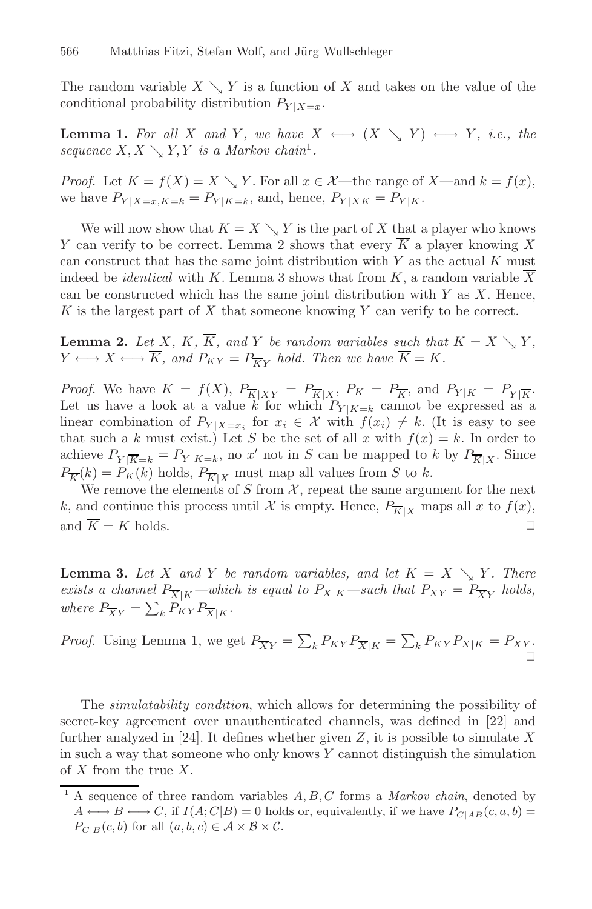The random variable $X \searrow Y$ is a function of $X$ and takes on the value of the conditional probability distribution $P_{Y|X=x}$.

**Lemma 1.** *For all $X$ and $Y$, we have $X \longleftrightarrow (X \searrow Y) \longleftrightarrow Y$, i.e., the sequence $X, X \searrow Y, Y$ is a Markov chain*[1].

*Proof.* Let $K = f(X) = X \searrow Y$. For all $x \in \mathcal{X}$—the range of $X$—and $k = f(x)$, we have $P_{Y|X=x,K=k} = P_{Y|K=k}$, and, hence, $P_{Y|XK} = P_{Y|K}$.

We will now show that $K = X \searrow Y$ is the part of $X$ that a player who knows $Y$ can verify to be correct. Lemma 2 shows that every $\overline{K}$ a player knowing $X$ can construct that has the same joint distribution with $Y$ as the actual $K$ must indeed be *identical* with $K$. Lemma 3 shows that from $K$, a random variable $\overline{X}$ can be constructed which has the same joint distribution with $Y$ as $X$. Hence, $K$ is the largest part of $X$ that someone knowing $Y$ can verify to be correct.

**Lemma 2.** *Let $X$, $K$, $\overline{K}$, and $Y$ be random variables such that $K = X \searrow Y$, $Y \longleftrightarrow X \longleftrightarrow \overline{K}$, and $P_{KY} = P_{\overline{K}Y}$ hold. Then we have $\overline{K} = K$.*

*Proof.* We have $K = f(X)$, $P_{\overline{K}|XY} = P_{\overline{K}|X}$, $P_K = P_{\overline{K}}$, and $P_{Y|K} = P_{Y|\overline{K}}$. Let us have a look at a value $k$ for which $P_{Y|K=k}$ cannot be expressed as a linear combination of $P_{Y|X=x_i}$ for $x_i \in \mathcal{X}$ with $f(x_i) \neq k$. (It is easy to see that such a $k$ must exist.) Let $S$ be the set of all $x$ with $f(x) = k$. In order to achieve $P_{Y|\overline{K}=k} = P_{Y|K=k}$, no $x'$ not in $S$ can be mapped to $k$ by $P_{\overline{K}|X}$. Since $P_{\overline{K}}(k) = P_K(k)$ holds, $P_{\overline{K}|X}$ must map all values from $S$ to $k$.

We remove the elements of $S$ from $\mathcal{X}$, repeat the same argument for the next $k$, and continue this process until $\mathcal{X}$ is empty. Hence, $P_{\overline{K}|X}$ maps all $x$ to $f(x)$, and $\overline{K} = K$ holds. □

**Lemma 3.** *Let $X$ and $Y$ be random variables, and let $K = X \searrow Y$. There exists a channel $P_{\overline{X}|K}$—which is equal to $P_{X|K}$—such that $P_{XY} = P_{\overline{X}Y}$ holds, where $P_{\overline{X}Y} = \sum_k P_{KY} P_{\overline{X}|K}$.*

*Proof.* Using Lemma 1, we get $P_{\overline{X}Y} = \sum_k P_{KY} P_{\overline{X}|K} = \sum_k P_{KY} P_{X|K} = P_{XY}$. □

The *simulatability condition*, which allows for determining the possibility of secret-key agreement over unauthenticated channels, was defined in [22] and further analyzed in [24]. It defines whether given $Z$, it is possible to simulate $X$ in such a way that someone who only knows $Y$ cannot distinguish the simulation of $X$ from the true $X$.

[1] A sequence of three random variables $A, B, C$ forms a *Markov chain*, denoted by $A \longleftrightarrow B \longleftrightarrow C$, if $I(A; C|B) = 0$ holds or, equivalently, if we have $P_{C|AB}(c, a, b) = P_{C|B}(c, b)$ for all $(a, b, c) \in \mathcal{A} \times \mathcal{B} \times \mathcal{C}$.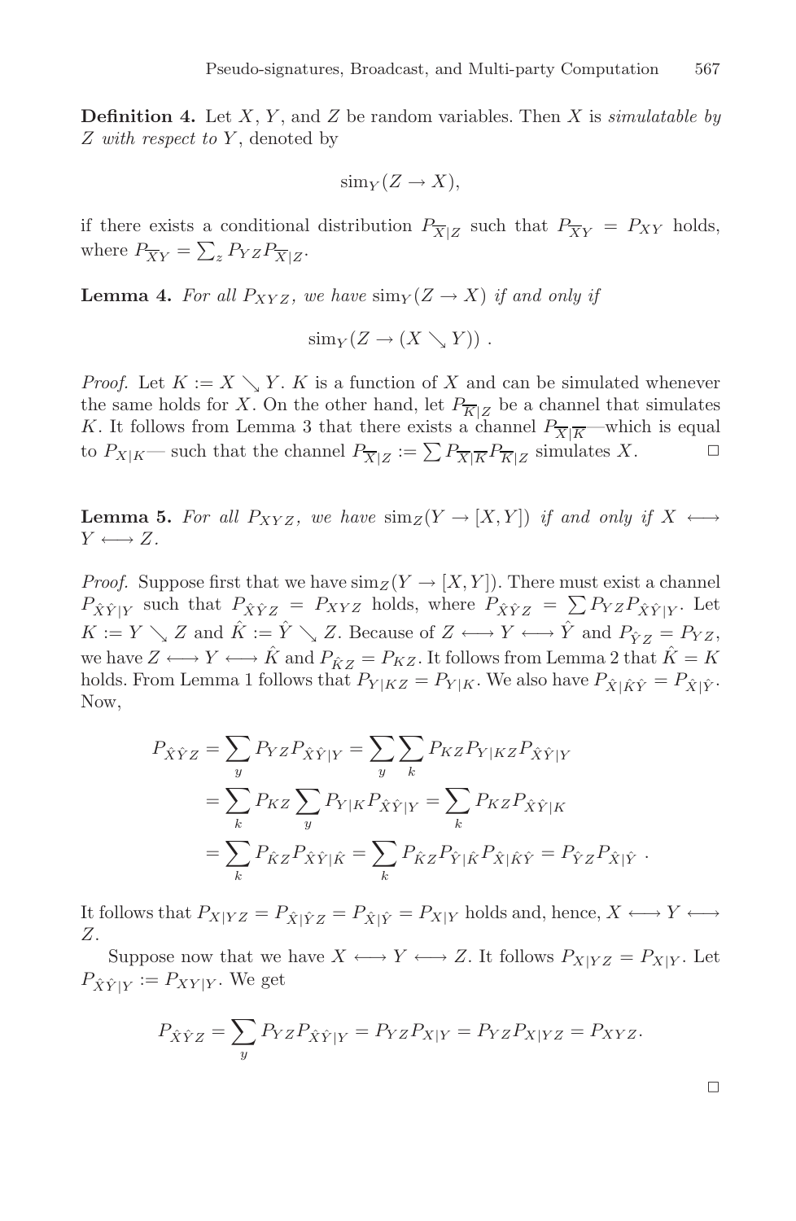**Definition 4.** Let $X$, $Y$, and $Z$ be random variables. Then $X$ is *simulatable by $Z$ with respect to $Y$*, denoted by

$$\mathrm{sim}_Y(Z \to X),$$

if there exists a conditional distribution $P_{\overline{X}|Z}$ such that $P_{\overline{X}Y} = P_{XY}$ holds, where $P_{\overline{X}Y} = \sum_z P_{YZ} P_{\overline{X}|Z}$.

**Lemma 4.** *For all $P_{XYZ}$, we have $\mathrm{sim}_Y(Z \to X)$ if and only if*

$$\mathrm{sim}_Y(Z \to (X \searrow Y)) \ .$$

*Proof.* Let $K := X \searrow Y$. $K$ is a function of $X$ and can be simulated whenever the same holds for $X$. On the other hand, let $P_{\overline{K}|Z}$ be a channel that simulates $K$. It follows from Lemma 3 that there exists a channel $P_{\overline{X}|\overline{K}}$—which is equal to $P_{X|K}$— such that the channel $P_{\overline{X}|Z} := \sum P_{\overline{X}|\overline{K}} P_{\overline{K}|Z}$ simulates $X$. □

**Lemma 5.** *For all $P_{XYZ}$, we have $\mathrm{sim}_Z(Y \to [X,Y])$ if and only if $X \longleftrightarrow Y \longleftrightarrow Z$.*

*Proof.* Suppose first that we have $\mathrm{sim}_Z(Y \to [X,Y])$. There must exist a channel $P_{\hat{X}\hat{Y}|Y}$ such that $P_{\hat{X}\hat{Y}Z} = P_{XYZ}$ holds, where $P_{\hat{X}\hat{Y}Z} = \sum P_{YZ} P_{\hat{X}\hat{Y}|Y}$. Let $K := Y \searrow Z$ and $\hat{K} := \hat{Y} \searrow Z$. Because of $Z \longleftrightarrow Y \longleftrightarrow \hat{Y}$ and $P_{\hat{Y}Z} = P_{YZ}$, we have $Z \longleftrightarrow Y \longleftrightarrow \hat{K}$ and $P_{\hat{K}Z} = P_{KZ}$. It follows from Lemma 2 that $\hat{K} = K$ holds. From Lemma 1 follows that $P_{Y|KZ} = P_{Y|K}$. We also have $P_{\hat{X}|\hat{K}\hat{Y}} = P_{\hat{X}|\hat{Y}}$. Now,

$$\begin{aligned}
P_{\hat{X}\hat{Y}Z} &= \sum_y P_{YZ} P_{\hat{X}\hat{Y}|Y} = \sum_y \sum_k P_{KZ} P_{Y|KZ} P_{\hat{X}\hat{Y}|Y} \\
&= \sum_k P_{KZ} \sum_y P_{Y|K} P_{\hat{X}\hat{Y}|Y} = \sum_k P_{KZ} P_{\hat{X}\hat{Y}|K} \\
&= \sum_k P_{\hat{K}Z} P_{\hat{X}\hat{Y}|\hat{K}} = \sum_k P_{\hat{K}Z} P_{\hat{Y}|\hat{K}} P_{\hat{X}|\hat{K}\hat{Y}} = P_{\hat{Y}Z} P_{\hat{X}|\hat{Y}} \ .
\end{aligned}$$

It follows that $P_{X|YZ} = P_{\hat{X}|\hat{Y}Z} = P_{\hat{X}|\hat{Y}} = P_{X|Y}$ holds and, hence, $X \longleftrightarrow Y \longleftrightarrow Z$.

Suppose now that we have $X \longleftrightarrow Y \longleftrightarrow Z$. It follows $P_{X|YZ} = P_{X|Y}$. Let $P_{\hat{X}\hat{Y}|Y} := P_{XY|Y}$. We get

$$P_{\hat{X}\hat{Y}Z} = \sum_y P_{YZ} P_{\hat{X}\hat{Y}|Y} = P_{YZ} P_{X|Y} = P_{YZ} P_{X|YZ} = P_{XYZ}.$$

□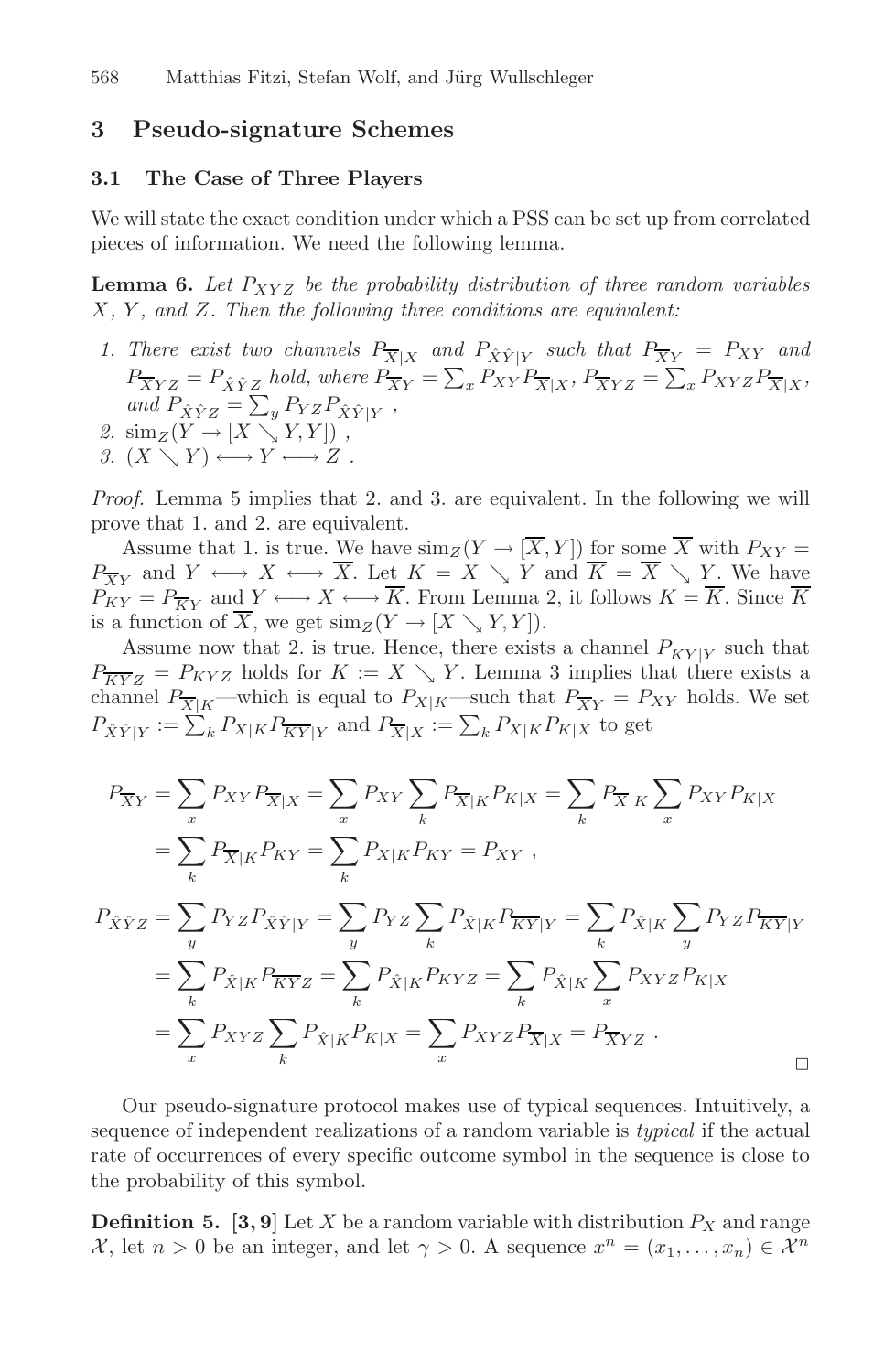## 3 Pseudo-signature Schemes

### 3.1 The Case of Three Players

We will state the exact condition under which a PSS can be set up from correlated pieces of information. We need the following lemma.

**Lemma 6.** *Let $P_{XYZ}$ be the probability distribution of three random variables $X$, $Y$, and $Z$. Then the following three conditions are equivalent:*

1. *There exist two channels $P_{\overline{X}|X}$ and $P_{\hat{X}\hat{Y}|Y}$ such that $P_{\overline{X}Y} = P_{XY}$ and $P_{\overline{X}YZ} = P_{\hat{X}\hat{Y}Z}$ hold, where $P_{\overline{X}Y} = \sum_x P_{XY} P_{\overline{X}|X}$, $P_{\overline{X}YZ} = \sum_x P_{XYZ} P_{\overline{X}|X}$, and $P_{\hat{X}\hat{Y}Z} = \sum_y P_{YZ} P_{\hat{X}\hat{Y}|Y}$ ,*
2. $\mathrm{sim}_Z(Y \to [X \searrow Y, Y])$ ,
3. $(X \searrow Y) \longleftrightarrow Y \longleftrightarrow Z$ .

*Proof.* Lemma 5 implies that 2. and 3. are equivalent. In the following we will prove that 1. and 2. are equivalent.

Assume that 1. is true. We have $\mathrm{sim}_Z(Y \to [\overline{X}, Y])$ for some $\overline{X}$ with $P_{XY} = P_{\overline{X}Y}$ and $Y \longleftrightarrow X \longleftrightarrow \overline{X}$. Let $K = X \searrow Y$ and $\overline{K} = \overline{X} \searrow Y$. We have $P_{KY} = P_{\overline{K}Y}$ and $Y \longleftrightarrow X \longleftrightarrow \overline{K}$. From Lemma 2, it follows $K = \overline{K}$. Since $\overline{K}$ is a function of $\overline{X}$, we get $\mathrm{sim}_Z(Y \to [X \searrow Y, Y])$.

Assume now that 2. is true. Hence, there exists a channel $P_{\overline{KY}|Y}$ such that $P_{\overline{KY}Z} = P_{KYZ}$ holds for $K := X \searrow Y$. Lemma 3 implies that there exists a channel $P_{\overline{X}|K}$—which is equal to $P_{X|K}$—such that $P_{\overline{X}Y} = P_{XY}$ holds. We set $P_{\hat{X}\hat{Y}|Y} := \sum_k P_{X|K} P_{\overline{KY}|Y}$ and $P_{\overline{X}|X} := \sum_k P_{X|K} P_{K|X}$ to get

$$
\begin{aligned}
P_{\overline{X}Y} &= \sum_x P_{XY} P_{\overline{X}|X} = \sum_x P_{XY} \sum_k P_{\overline{X}|K} P_{K|X} = \sum_k P_{\overline{X}|K} \sum_x P_{XY} P_{K|X} \\
&= \sum_k P_{\overline{X}|K} P_{KY} = \sum_k P_{X|K} P_{KY} = P_{XY} \ ,
\end{aligned}
$$

$$
\begin{aligned}
P_{\hat{X}\hat{Y}Z} &= \sum_y P_{YZ} P_{\hat{X}\hat{Y}|Y} = \sum_y P_{YZ} \sum_k P_{\hat{X}|K} P_{\overline{KY}|Y} = \sum_k P_{\hat{X}|K} \sum_y P_{YZ} P_{\overline{KY}|Y} \\
&= \sum_k P_{\hat{X}|K} P_{\overline{KY}Z} = \sum_k P_{\hat{X}|K} P_{KYZ} = \sum_k P_{\hat{X}|K} \sum_x P_{XYZ} P_{K|X} \\
&= \sum_x P_{XYZ} \sum_k P_{\hat{X}|K} P_{K|X} = \sum_x P_{XYZ} P_{\overline{X}|X} = P_{\overline{X}YZ} \ .
\end{aligned}
$$

□

Our pseudo-signature protocol makes use of typical sequences. Intuitively, a sequence of independent realizations of a random variable is *typical* if the actual rate of occurrences of every specific outcome symbol in the sequence is close to the probability of this symbol.

**Definition 5. [3, 9]** Let $X$ be a random variable with distribution $P_X$ and range $\mathcal{X}$, let $n > 0$ be an integer, and let $\gamma > 0$. A sequence $x^n = (x_1, \ldots, x_n) \in \mathcal{X}^n$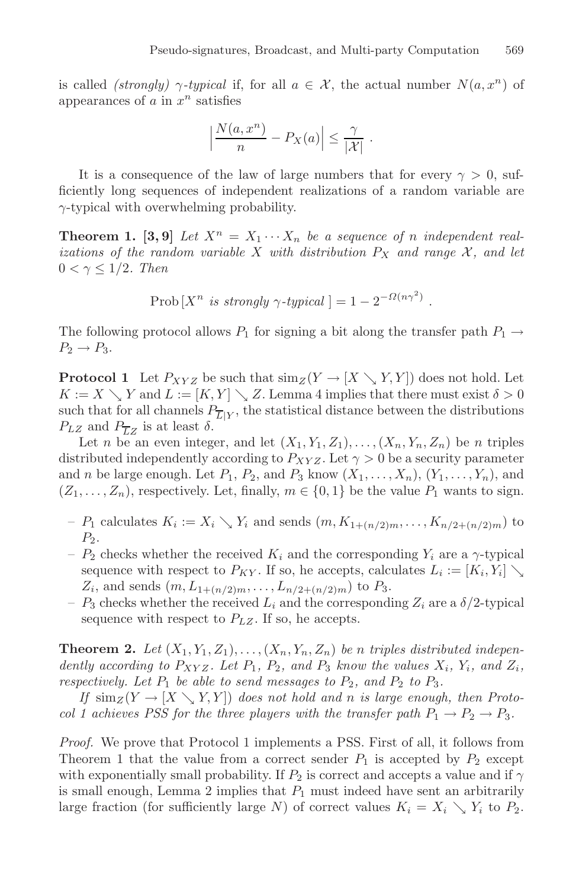is called *(strongly) $\gamma$-typical* if, for all $a \in \mathcal{X}$, the actual number $N(a, x^n)$ of appearances of $a$ in $x^n$ satisfies

$$\Big| \frac{N(a, x^n)}{n} - P_X(a) \Big| \leq \frac{\gamma}{|\mathcal{X}|} \ .$$

It is a consequence of the law of large numbers that for every $\gamma > 0$, sufficiently long sequences of independent realizations of a random variable are $\gamma$-typical with overwhelming probability.

**Theorem 1. [3, 9]** *Let $X^n = X_1 \cdots X_n$ be a sequence of $n$ independent realizations of the random variable $X$ with distribution $P_X$ and range $\mathcal{X}$, and let $0 < \gamma \leq 1/2$. Then*

$$\text{Prob}\left[X^n \text{ is strongly } \gamma\text{-typical}\right] = 1 - 2^{-\Omega(n\gamma^2)} \ .$$

The following protocol allows $P_1$ for signing a bit along the transfer path $P_1 \to P_2 \to P_3$.

**Protocol 1** Let $P_{XYZ}$ be such that $\text{sim}_Z(Y \to [X \searrow Y, Y])$ does not hold. Let $K := X \searrow Y$ and $L := [K, Y] \searrow Z$. Lemma 4 implies that there must exist $\delta > 0$ such that for all channels $P_{\overline{L}|Y}$, the statistical distance between the distributions $P_{LZ}$ and $P_{\overline{L}Z}$ is at least $\delta$.

Let $n$ be an even integer, and let $(X_1, Y_1, Z_1), \ldots, (X_n, Y_n, Z_n)$ be $n$ triples distributed independently according to $P_{XYZ}$. Let $\gamma > 0$ be a security parameter and $n$ be large enough. Let $P_1$, $P_2$, and $P_3$ know $(X_1, \ldots, X_n)$, $(Y_1, \ldots, Y_n)$, and $(Z_1, \ldots, Z_n)$, respectively. Let, finally, $m \in \{0, 1\}$ be the value $P_1$ wants to sign.

- $P_1$ calculates $K_i := X_i \searrow Y_i$ and sends $(m, K_{1+(n/2)m}, \ldots, K_{n/2+(n/2)m})$ to $P_2$.
- $P_2$ checks whether the received $K_i$ and the corresponding $Y_i$ are a $\gamma$-typical sequence with respect to $P_{KY}$. If so, he accepts, calculates $L_i := [K_i, Y_i] \searrow Z_i$, and sends $(m, L_{1+(n/2)m}, \ldots, L_{n/2+(n/2)m})$ to $P_3$.
- $P_3$ checks whether the received $L_i$ and the corresponding $Z_i$ are a $\delta/2$-typical sequence with respect to $P_{LZ}$. If so, he accepts.

**Theorem 2.** *Let $(X_1, Y_1, Z_1), \ldots, (X_n, Y_n, Z_n)$ be $n$ triples distributed independently according to $P_{XYZ}$. Let $P_1$, $P_2$, and $P_3$ know the values $X_i$, $Y_i$, and $Z_i$, respectively. Let $P_1$ be able to send messages to $P_2$, and $P_2$ to $P_3$.*

*If $\text{sim}_Z(Y \to [X \searrow Y, Y])$ does not hold and $n$ is large enough, then Protocol 1 achieves PSS for the three players with the transfer path $P_1 \to P_2 \to P_3$.*

*Proof.* We prove that Protocol 1 implements a PSS. First of all, it follows from Theorem 1 that the value from a correct sender $P_1$ is accepted by $P_2$ except with exponentially small probability. If $P_2$ is correct and accepts a value and if $\gamma$ is small enough, Lemma 2 implies that $P_1$ must indeed have sent an arbitrarily large fraction (for sufficiently large $N$) of correct values $K_i = X_i \searrow Y_i$ to $P_2$.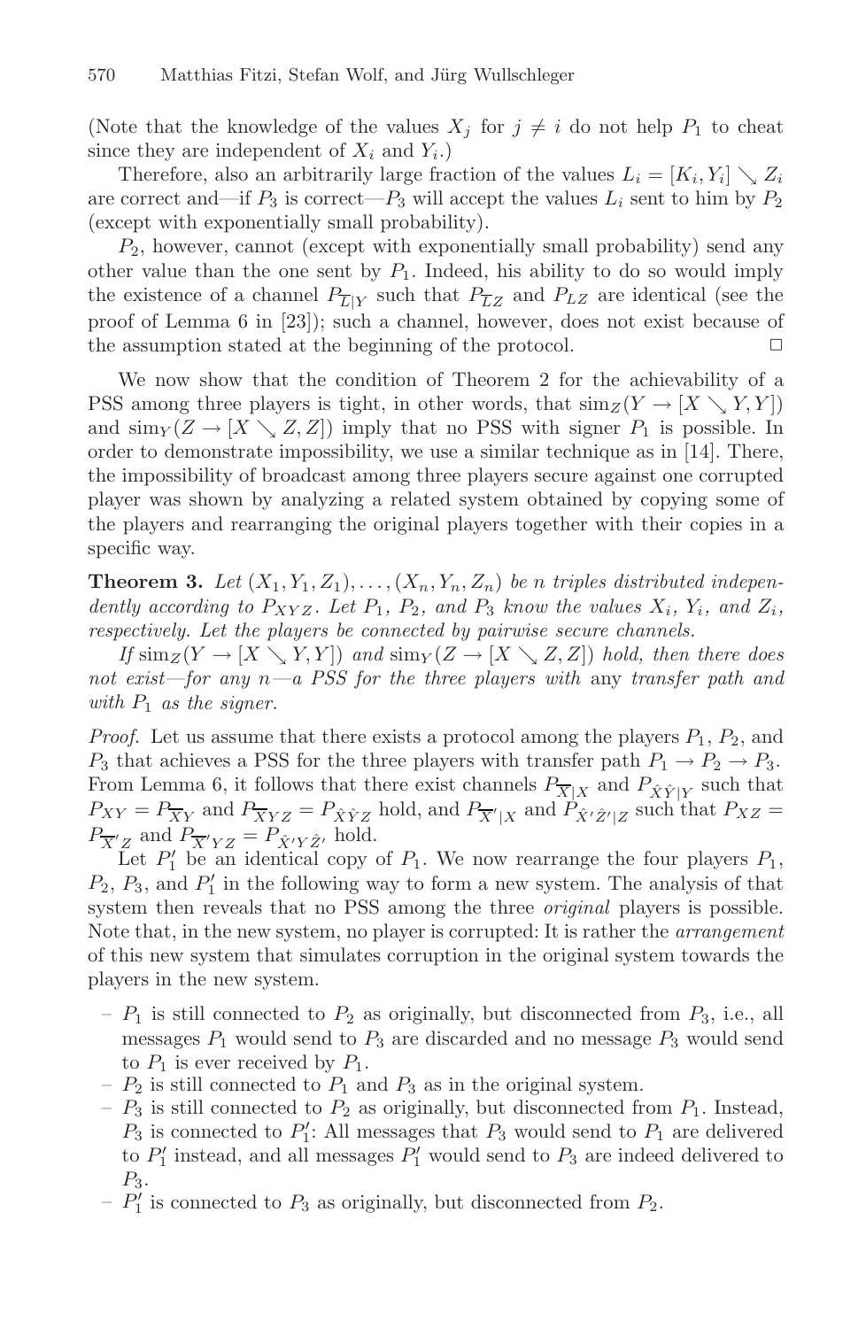(Note that the knowledge of the values $X_j$ for $j \neq i$ do not help $P_1$ to cheat since they are independent of $X_i$ and $Y_i$.)

Therefore, also an arbitrarily large fraction of the values $L_i = [K_i, Y_i] \searrow Z_i$ are correct and—if $P_3$ is correct—$P_3$ will accept the values $L_i$ sent to him by $P_2$ (except with exponentially small probability).

$P_2$, however, cannot (except with exponentially small probability) send any other value than the one sent by $P_1$. Indeed, his ability to do so would imply the existence of a channel $P_{\overline{L}|Y}$ such that $P_{\overline{L}Z}$ and $P_{LZ}$ are identical (see the proof of Lemma 6 in [23]); such a channel, however, does not exist because of the assumption stated at the beginning of the protocol. □

We now show that the condition of Theorem 2 for the achievability of a PSS among three players is tight, in other words, that $\mathrm{sim}_Z(Y \to [X \searrow Y, Y])$ and $\mathrm{sim}_Y(Z \to [X \searrow Z, Z])$ imply that no PSS with signer $P_1$ is possible. In order to demonstrate impossibility, we use a similar technique as in [14]. There, the impossibility of broadcast among three players secure against one corrupted player was shown by analyzing a related system obtained by copying some of the players and rearranging the original players together with their copies in a specific way.

**Theorem 3.** *Let $(X_1, Y_1, Z_1), \ldots, (X_n, Y_n, Z_n)$ be $n$ triples distributed independently according to $P_{XYZ}$. Let $P_1$, $P_2$, and $P_3$ know the values $X_i$, $Y_i$, and $Z_i$, respectively. Let the players be connected by pairwise secure channels.*

*If $\mathrm{sim}_Z(Y \to [X \searrow Y, Y])$ and $\mathrm{sim}_Y(Z \to [X \searrow Z, Z])$ hold, then there does not exist—for any $n$—a PSS for the three players with* any *transfer path and with $P_1$ as the signer.*

*Proof.* Let us assume that there exists a protocol among the players $P_1$, $P_2$, and $P_3$ that achieves a PSS for the three players with transfer path $P_1 \to P_2 \to P_3$. From Lemma 6, it follows that there exist channels $P_{\overline{X}|X}$ and $P_{\hat{X}\hat{Y}|Y}$ such that $P_{XY} = P_{\overline{X}Y}$ and $P_{\overline{X}YZ} = P_{\hat{X}\hat{Y}Z}$ hold, and $P_{\overline{X}'|X}$ and $P_{\hat{X}'\hat{Z}'|Z}$ such that $P_{XZ} = P_{\overline{X}'Z}$ and $P_{\overline{X}'YZ} = P_{\hat{X}'Y\hat{Z}'}$ hold.

Let $P_1'$ be an identical copy of $P_1$. We now rearrange the four players $P_1$, $P_2$, $P_3$, and $P_1'$ in the following way to form a new system. The analysis of that system then reveals that no PSS among the three *original* players is possible. Note that, in the new system, no player is corrupted: It is rather the *arrangement* of this new system that simulates corruption in the original system towards the players in the new system.

- $P_1$ is still connected to $P_2$ as originally, but disconnected from $P_3$, i.e., all messages $P_1$ would send to $P_3$ are discarded and no message $P_3$ would send to $P_1$ is ever received by $P_1$.
- $P_2$ is still connected to $P_1$ and $P_3$ as in the original system.
- $P_3$ is still connected to $P_2$ as originally, but disconnected from $P_1$. Instead, $P_3$ is connected to $P_1'$: All messages that $P_3$ would send to $P_1$ are delivered to $P_1'$ instead, and all messages $P_1'$ would send to $P_3$ are indeed delivered to $P_3$.
- $P_1'$ is connected to $P_3$ as originally, but disconnected from $P_2$.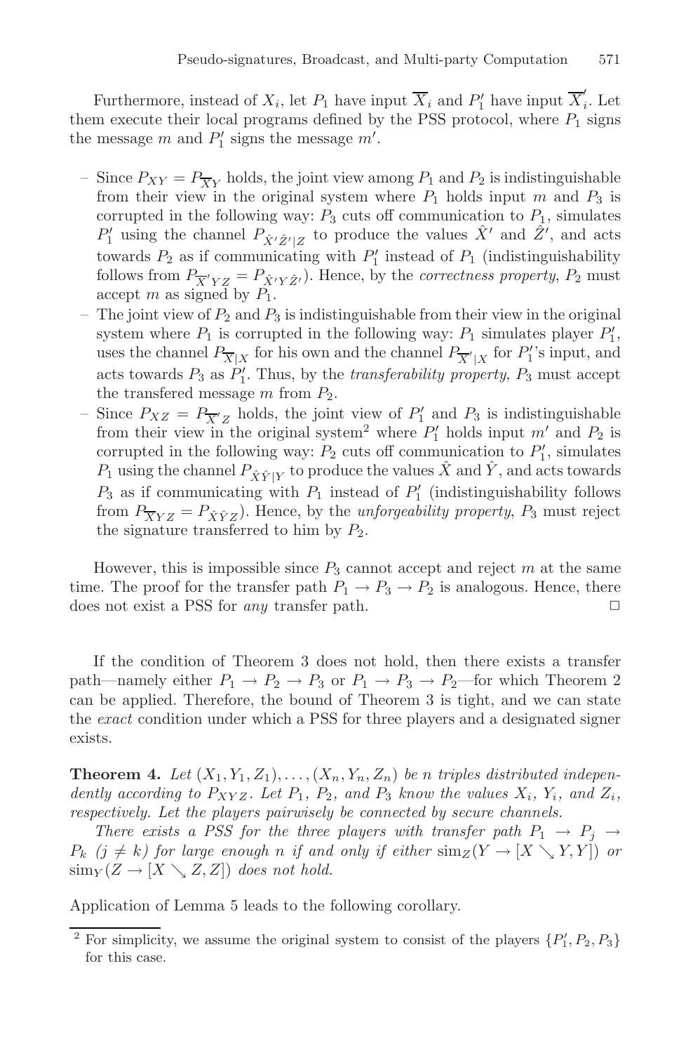Furthermore, instead of $X_i$, let $P_1$ have input $\overline{X}_i$ and $P_1'$ have input $\overline{X}_i'$. Let them execute their local programs defined by the PSS protocol, where $P_1$ signs the message $m$ and $P_1'$ signs the message $m'$.

- Since $P_{XY} = P_{\overline{X}Y}$ holds, the joint view among $P_1$ and $P_2$ is indistinguishable from their view in the original system where $P_1$ holds input $m$ and $P_3$ is corrupted in the following way: $P_3$ cuts off communication to $P_1$, simulates $P_1'$ using the channel $P_{\hat{X}'\hat{Z}'|Z}$ to produce the values $\hat{X}'$ and $\hat{Z}'$, and acts towards $P_2$ as if communicating with $P_1'$ instead of $P_1$ (indistinguishability follows from $P_{\overline{X}'YZ} = P_{\hat{X}'Y\hat{Z}'}$). Hence, by the *correctness property*, $P_2$ must accept $m$ as signed by $P_1$.
- The joint view of $P_2$ and $P_3$ is indistinguishable from their view in the original system where $P_1$ is corrupted in the following way: $P_1$ simulates player $P_1'$, uses the channel $P_{\overline{X}|X}$ for his own and the channel $P_{\overline{X}'|X}$ for $P_1'$'s input, and acts towards $P_3$ as $P_1'$. Thus, by the *transferability property*, $P_3$ must accept the transfered message $m$ from $P_2$.
- Since $P_{XZ} = P_{\overline{X}'Z}$ holds, the joint view of $P_1'$ and $P_3$ is indistinguishable from their view in the original system[2] where $P_1'$ holds input $m'$ and $P_2$ is corrupted in the following way: $P_2$ cuts off communication to $P_1'$, simulates $P_1$ using the channel $P_{\hat{X}\hat{Y}|Y}$ to produce the values $\hat{X}$ and $\hat{Y}$, and acts towards $P_3$ as if communicating with $P_1$ instead of $P_1'$ (indistinguishability follows from $P_{\overline{X}YZ} = P_{\hat{X}\hat{Y}Z}$). Hence, by the *unforgeability property*, $P_3$ must reject the signature transferred to him by $P_2$.

However, this is impossible since $P_3$ cannot accept and reject $m$ at the same time. The proof for the transfer path $P_1 \to P_3 \to P_2$ is analogous. Hence, there does not exist a PSS for *any* transfer path. □

If the condition of Theorem 3 does not hold, then there exists a transfer path—namely either $P_1 \to P_2 \to P_3$ or $P_1 \to P_3 \to P_2$—for which Theorem 2 can be applied. Therefore, the bound of Theorem 3 is tight, and we can state the *exact* condition under which a PSS for three players and a designated signer exists.

**Theorem 4.** *Let $(X_1, Y_1, Z_1), \ldots, (X_n, Y_n, Z_n)$ be $n$ triples distributed independently according to $P_{XYZ}$. Let $P_1$, $P_2$, and $P_3$ know the values $X_i$, $Y_i$, and $Z_i$, respectively. Let the players pairwisely be connected by secure channels.*

*There exists a PSS for the three players with transfer path $P_1 \to P_j \to P_k$ ($j \neq k$) for large enough $n$ if and only if either $\mathrm{sim}_Z(Y \to [X \searrow Y, Y])$ or $\mathrm{sim}_Y(Z \to [X \searrow Z, Z])$ does not hold.*

Application of Lemma 5 leads to the following corollary.

[2] For simplicity, we assume the original system to consist of the players $\{P_1', P_2, P_3\}$ for this case.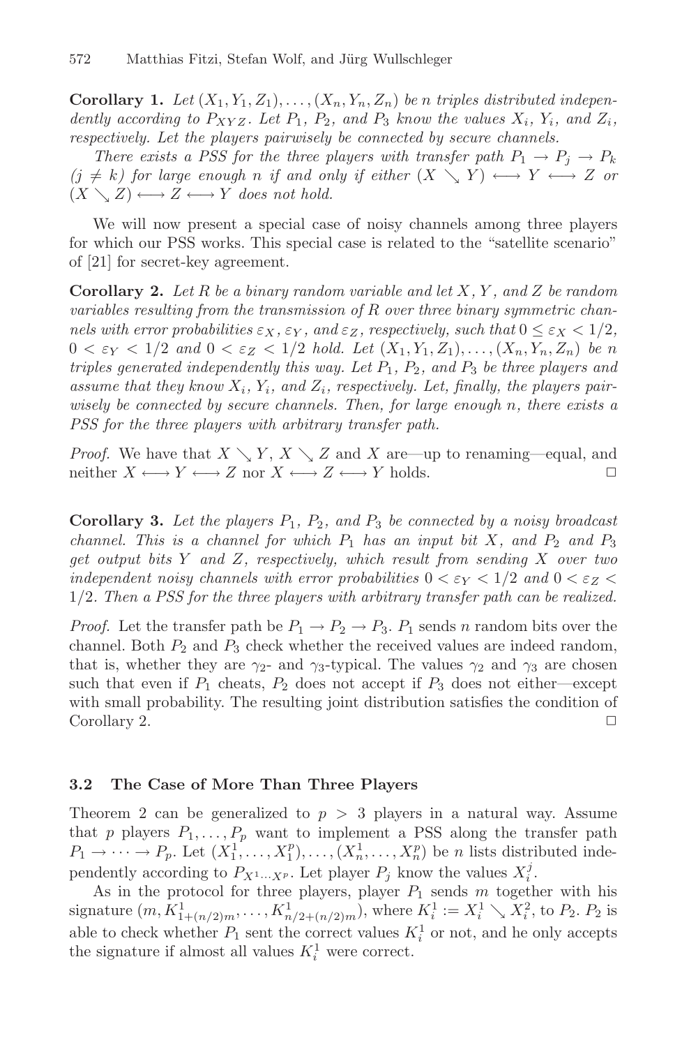**Corollary 1.** *Let $(X_1, Y_1, Z_1), \ldots, (X_n, Y_n, Z_n)$ be $n$ triples distributed independently according to $P_{XYZ}$. Let $P_1$, $P_2$, and $P_3$ know the values $X_i$, $Y_i$, and $Z_i$, respectively. Let the players pairwisely be connected by secure channels.*

*There exists a PSS for the three players with transfer path $P_1 \to P_j \to P_k$ $(j \neq k)$ for large enough $n$ if and only if either $(X \searrow Y) \longleftrightarrow Y \longleftrightarrow Z$ or $(X \searrow Z) \longleftrightarrow Z \longleftrightarrow Y$ does not hold.*

We will now present a special case of noisy channels among three players for which our PSS works. This special case is related to the "satellite scenario" of [21] for secret-key agreement.

**Corollary 2.** *Let $R$ be a binary random variable and let $X$, $Y$, and $Z$ be random variables resulting from the transmission of $R$ over three binary symmetric channels with error probabilities $\varepsilon_X$, $\varepsilon_Y$, and $\varepsilon_Z$, respectively, such that $0 \leq \varepsilon_X < 1/2$, $0 < \varepsilon_Y < 1/2$ and $0 < \varepsilon_Z < 1/2$ hold. Let $(X_1, Y_1, Z_1), \ldots, (X_n, Y_n, Z_n)$ be $n$ triples generated independently this way. Let $P_1$, $P_2$, and $P_3$ be three players and assume that they know $X_i$, $Y_i$, and $Z_i$, respectively. Let, finally, the players pairwisely be connected by secure channels. Then, for large enough $n$, there exists a PSS for the three players with arbitrary transfer path.*

*Proof.* We have that $X \searrow Y$, $X \searrow Z$ and $X$ are—up to renaming—equal, and neither $X \longleftrightarrow Y \longleftrightarrow Z$ nor $X \longleftrightarrow Z \longleftrightarrow Y$ holds. □

**Corollary 3.** *Let the players $P_1$, $P_2$, and $P_3$ be connected by a noisy broadcast channel. This is a channel for which $P_1$ has an input bit $X$, and $P_2$ and $P_3$ get output bits $Y$ and $Z$, respectively, which result from sending $X$ over two independent noisy channels with error probabilities $0 < \varepsilon_Y < 1/2$ and $0 < \varepsilon_Z < 1/2$. Then a PSS for the three players with arbitrary transfer path can be realized.*

*Proof.* Let the transfer path be $P_1 \to P_2 \to P_3$. $P_1$ sends $n$ random bits over the channel. Both $P_2$ and $P_3$ check whether the received values are indeed random, that is, whether they are $\gamma_2$- and $\gamma_3$-typical. The values $\gamma_2$ and $\gamma_3$ are chosen such that even if $P_1$ cheats, $P_2$ does not accept if $P_3$ does not either—except with small probability. The resulting joint distribution satisfies the condition of Corollary 2. □

### 3.2 The Case of More Than Three Players

Theorem 2 can be generalized to $p > 3$ players in a natural way. Assume that $p$ players $P_1, \ldots, P_p$ want to implement a PSS along the transfer path $P_1 \to \cdots \to P_p$. Let $(X_1^1, \ldots, X_1^p), \ldots, (X_n^1, \ldots, X_n^p)$ be $n$ lists distributed independently according to $P_{X^1 \ldots X^p}$. Let player $P_j$ know the values $X_i^j$.

As in the protocol for three players, player $P_1$ sends $m$ together with his signature $(m, K^1_{1+(n/2)m}, \ldots, K^1_{n/2+(n/2)m})$, where $K_i^1 := X_i^1 \searrow X_i^2$, to $P_2$. $P_2$ is able to check whether $P_1$ sent the correct values $K_i^1$ or not, and he only accepts the signature if almost all values $K_i^1$ were correct.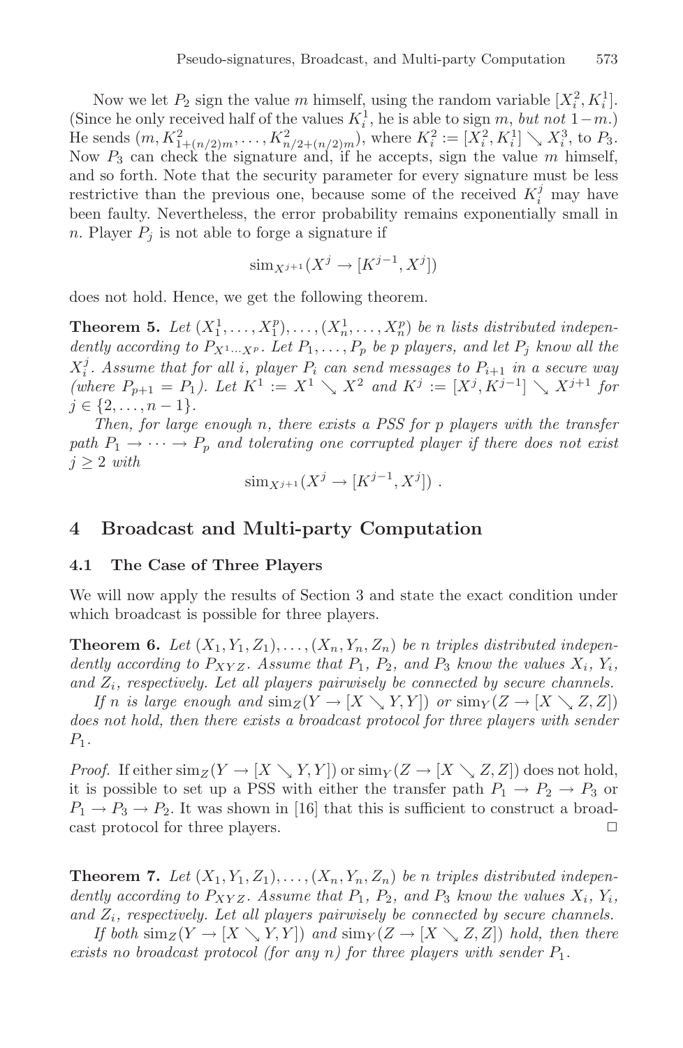Now we let $P_2$ sign the value $m$ himself, using the random variable $[X_i^2, K_i^1]$. (Since he only received half of the values $K_i^1$, he is able to sign $m$, *but not* $1-m$.) He sends $(m, K^2_{1+(n/2)m}, \ldots, K^2_{n/2+(n/2)m})$, where $K_i^2 := [X_i^2, K_i^1] \searrow X_i^3$, to $P_3$. Now $P_3$ can check the signature and, if he accepts, sign the value $m$ himself, and so forth. Note that the security parameter for every signature must be less restrictive than the previous one, because some of the received $K_i^j$ may have been faulty. Nevertheless, the error probability remains exponentially small in $n$. Player $P_j$ is not able to forge a signature if

$$\mathrm{sim}_{X^{j+1}}(X^j \to [K^{j-1}, X^j])$$

does not hold. Hence, we get the following theorem.

**Theorem 5.** *Let $(X_1^1, \ldots, X_1^p), \ldots, (X_n^1, \ldots, X_n^p)$ be $n$ lists distributed independently according to $P_{X^1 \cdots X^p}$. Let $P_1, \ldots, P_p$ be $p$ players, and let $P_j$ know all the $X_i^j$. Assume that for all $i$, player $P_i$ can send messages to $P_{i+1}$ in a secure way (where $P_{p+1} = P_1$). Let $K^1 := X^1 \searrow X^2$ and $K^j := [X^j, K^{j-1}] \searrow X^{j+1}$ for $j \in \{2, \ldots, n-1\}$.*

*Then, for large enough $n$, there exists a PSS for $p$ players with the transfer path $P_1 \to \cdots \to P_p$ and tolerating one corrupted player if there does not exist $j \geq 2$ with*

$$\mathrm{sim}_{X^{j+1}}(X^j \to [K^{j-1}, X^j]) \ .$$

## 4 Broadcast and Multi-party Computation

### 4.1 The Case of Three Players

We will now apply the results of Section 3 and state the exact condition under which broadcast is possible for three players.

**Theorem 6.** *Let $(X_1, Y_1, Z_1), \ldots, (X_n, Y_n, Z_n)$ be $n$ triples distributed independently according to $P_{XYZ}$. Assume that $P_1$, $P_2$, and $P_3$ know the values $X_i$, $Y_i$, and $Z_i$, respectively. Let all players pairwisely be connected by secure channels.*

*If $n$ is large enough and $\mathrm{sim}_Z(Y \to [X \searrow Y, Y])$ or $\mathrm{sim}_Y(Z \to [X \searrow Z, Z])$ does not hold, then there exists a broadcast protocol for three players with sender $P_1$.*

*Proof.* If either $\mathrm{sim}_Z(Y \to [X \searrow Y, Y])$ or $\mathrm{sim}_Y(Z \to [X \searrow Z, Z])$ does not hold, it is possible to set up a PSS with either the transfer path $P_1 \to P_2 \to P_3$ or $P_1 \to P_3 \to P_2$. It was shown in [16] that this is sufficient to construct a broadcast protocol for three players. □

**Theorem 7.** *Let $(X_1, Y_1, Z_1), \ldots, (X_n, Y_n, Z_n)$ be $n$ triples distributed independently according to $P_{XYZ}$. Assume that $P_1$, $P_2$, and $P_3$ know the values $X_i$, $Y_i$, and $Z_i$, respectively. Let all players pairwisely be connected by secure channels.*

*If both $\mathrm{sim}_Z(Y \to [X \searrow Y, Y])$ and $\mathrm{sim}_Y(Z \to [X \searrow Z, Z])$ hold, then there exists no broadcast protocol (for any $n$) for three players with sender $P_1$.*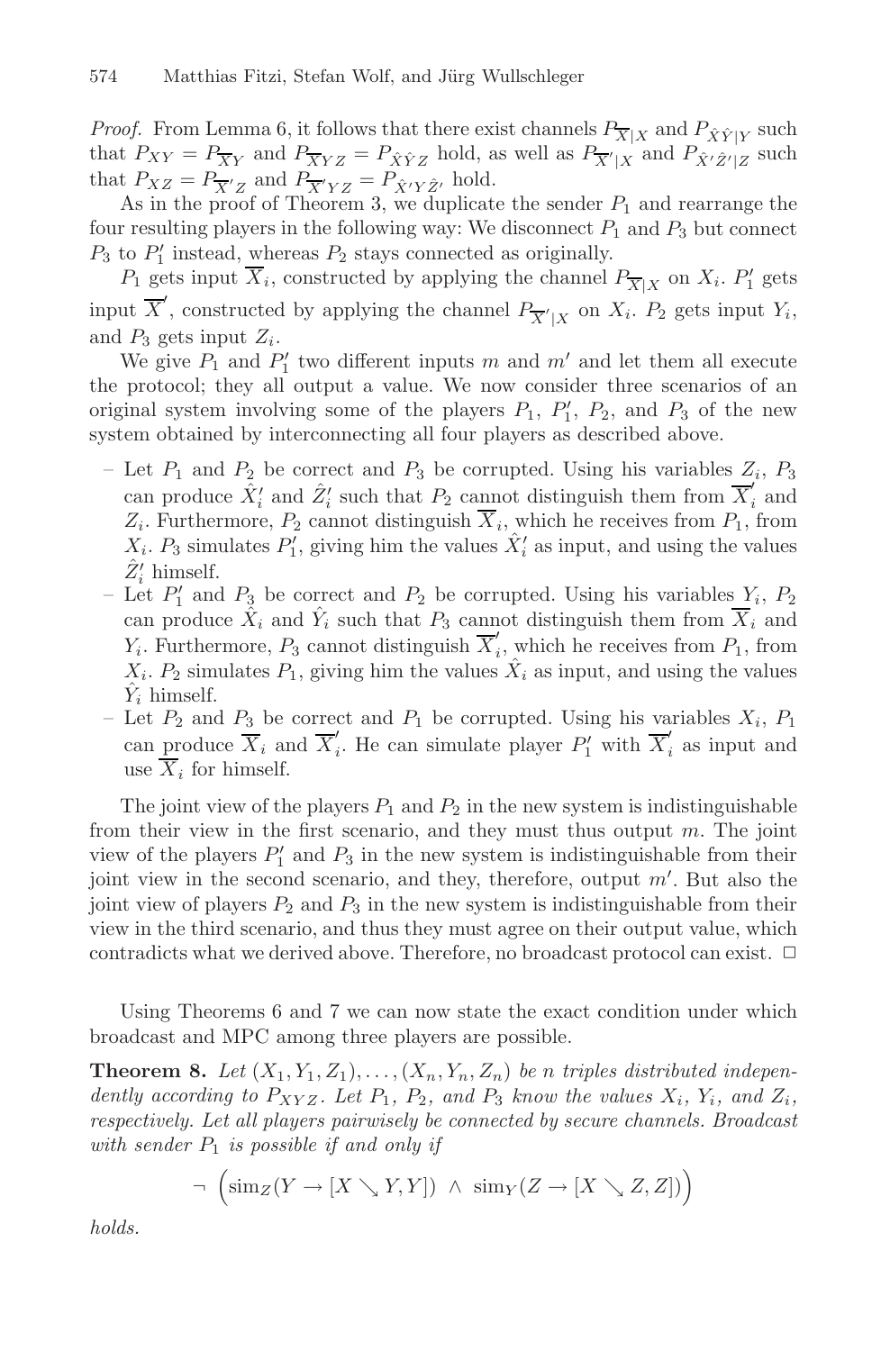*Proof.* From Lemma 6, it follows that there exist channels $P_{\overline{X}|X}$ and $P_{\hat{X}\hat{Y}|Y}$ such that $P_{XY} = P_{\overline{X}Y}$ and $P_{\overline{X}YZ} = P_{\hat{X}\hat{Y}Z}$ hold, as well as $P_{\overline{X}'|X}$ and $P_{\hat{X}'\hat{Z}'|Z}$ such that $P_{XZ} = P_{\overline{X}'Z}$ and $P_{\overline{X}'YZ} = P_{\hat{X}'Y\hat{Z}'}$ hold.

As in the proof of Theorem 3, we duplicate the sender $P_1$ and rearrange the four resulting players in the following way: We disconnect $P_1$ and $P_3$ but connect $P_3$ to $P_1'$ instead, whereas $P_2$ stays connected as originally.

$P_1$ gets input $\overline{X}_i$, constructed by applying the channel $P_{\overline{X}|X}$ on $X_i$. $P_1'$ gets input $\overline{X}'$, constructed by applying the channel $P_{\overline{X}'|X}$ on $X_i$. $P_2$ gets input $Y_i$, and $P_3$ gets input $Z_i$.

We give $P_1$ and $P_1'$ two different inputs $m$ and $m'$ and let them all execute the protocol; they all output a value. We now consider three scenarios of an original system involving some of the players $P_1$, $P_1'$, $P_2$, and $P_3$ of the new system obtained by interconnecting all four players as described above.

- Let $P_1$ and $P_2$ be correct and $P_3$ be corrupted. Using his variables $Z_i$, $P_3$ can produce $\hat{X}_i'$ and $\hat{Z}_i'$ such that $P_2$ cannot distinguish them from $\overline{X}_i'$ and $Z_i$. Furthermore, $P_2$ cannot distinguish $\overline{X}_i$, which he receives from $P_1$, from $X_i$. $P_3$ simulates $P_1'$, giving him the values $\hat{X}_i'$ as input, and using the values $\hat{Z}_i'$ himself.
- Let $P_1'$ and $P_3$ be correct and $P_2$ be corrupted. Using his variables $Y_i$, $P_2$ can produce $\hat{X}_i$ and $\hat{Y}_i$ such that $P_3$ cannot distinguish them from $\overline{X}_i$ and $Y_i$. Furthermore, $P_3$ cannot distinguish $\overline{X}_i'$, which he receives from $P_1$, from $X_i$. $P_2$ simulates $P_1$, giving him the values $\hat{X}_i$ as input, and using the values $\hat{Y}_i$ himself.
- Let $P_2$ and $P_3$ be correct and $P_1$ be corrupted. Using his variables $X_i$, $P_1$ can produce $\overline{X}_i$ and $\overline{X}_i'$. He can simulate player $P_1'$ with $\overline{X}_i'$ as input and use $\overline{X}_i$ for himself.

The joint view of the players $P_1$ and $P_2$ in the new system is indistinguishable from their view in the first scenario, and they must thus output $m$. The joint view of the players $P_1'$ and $P_3$ in the new system is indistinguishable from their joint view in the second scenario, and they, therefore, output $m'$. But also the joint view of players $P_2$ and $P_3$ in the new system is indistinguishable from their view in the third scenario, and thus they must agree on their output value, which contradicts what we derived above. Therefore, no broadcast protocol can exist. □

Using Theorems 6 and 7 we can now state the exact condition under which broadcast and MPC among three players are possible.

**Theorem 8.** *Let $(X_1, Y_1, Z_1), \ldots, (X_n, Y_n, Z_n)$ be $n$ triples distributed independently according to $P_{XYZ}$. Let $P_1$, $P_2$, and $P_3$ know the values $X_i$, $Y_i$, and $Z_i$, respectively. Let all players pairwisely be connected by secure channels. Broadcast with sender $P_1$ is possible if and only if*

$$\neg \left( \mathrm{sim}_Z(Y \to [X \searrow Y, Y]) \ \wedge \ \mathrm{sim}_Y(Z \to [X \searrow Z, Z]) \right)$$

*holds.*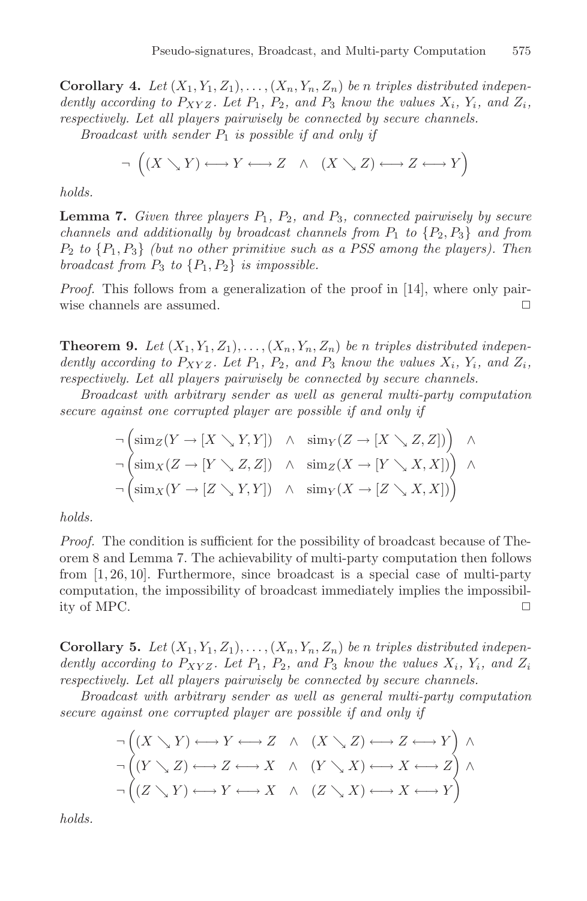**Corollary 4.** *Let $(X_1, Y_1, Z_1), \ldots, (X_n, Y_n, Z_n)$ be $n$ triples distributed independently according to $P_{XYZ}$. Let $P_1$, $P_2$, and $P_3$ know the values $X_i$, $Y_i$, and $Z_i$, respectively. Let all players pairwise be connected by secure channels.*

*Broadcast with sender $P_1$ is possible if and only if*

$$\neg \; \Big( (X \searrow Y) \longleftrightarrow Y \longleftrightarrow Z \quad \wedge \quad (X \searrow Z) \longleftrightarrow Z \longleftrightarrow Y \Big)$$

*holds.*

**Lemma 7.** *Given three players $P_1$, $P_2$, and $P_3$, connected pairwise by secure channels and additionally by broadcast channels from $P_1$ to $\{P_2, P_3\}$ and from $P_2$ to $\{P_1, P_3\}$ (but no other primitive such as a PSS among the players). Then broadcast from $P_3$ to $\{P_1, P_2\}$ is impossible.*

*Proof.* This follows from a generalization of the proof in [14], where only pairwise channels are assumed. □

**Theorem 9.** *Let $(X_1, Y_1, Z_1), \ldots, (X_n, Y_n, Z_n)$ be $n$ triples distributed independently according to $P_{XYZ}$. Let $P_1$, $P_2$, and $P_3$ know the values $X_i$, $Y_i$, and $Z_i$, respectively. Let all players pairwise be connected by secure channels.*

*Broadcast with arbitrary sender as well as general multi-party computation secure against one corrupted player are possible if and only if*

$$\begin{aligned}
&\neg \Big( \mathrm{sim}_Z(Y \to [X \searrow Y, Y]) \quad \wedge \quad \mathrm{sim}_Y(Z \to [X \searrow Z, Z]) \Big) \quad \wedge \\
&\neg \Big( \mathrm{sim}_X(Z \to [Y \searrow Z, Z]) \quad \wedge \quad \mathrm{sim}_Z(X \to [Y \searrow X, X]) \Big) \quad \wedge \\
&\neg \Big( \mathrm{sim}_X(Y \to [Z \searrow Y, Y]) \quad \wedge \quad \mathrm{sim}_Y(X \to [Z \searrow X, X]) \Big)
\end{aligned}$$

*holds.*

*Proof.* The condition is sufficient for the possibility of broadcast because of Theorem 8 and Lemma 7. The achievability of multi-party computation then follows from [1, 26, 10]. Furthermore, since broadcast is a special case of multi-party computation, the impossibility of broadcast immediately implies the impossibility of MPC. □

**Corollary 5.** *Let $(X_1, Y_1, Z_1), \ldots, (X_n, Y_n, Z_n)$ be $n$ triples distributed independently according to $P_{XYZ}$. Let $P_1$, $P_2$, and $P_3$ know the values $X_i$, $Y_i$ and $Z_i$ respectively. Let all players pairwise be connected by secure channels.*

*Broadcast with arbitrary sender as well as general multi-party computation secure against one corrupted player are possible if and only if*

$$\begin{aligned}
&\neg \Big( (X \searrow Y) \longleftrightarrow Y \longleftrightarrow Z \quad \wedge \quad (X \searrow Z) \longleftrightarrow Z \longleftrightarrow Y \Big) \; \wedge \\
&\neg \Big( (Y \searrow Z) \longleftrightarrow Z \longleftrightarrow X \quad \wedge \quad (Y \searrow X) \longleftrightarrow X \longleftrightarrow Z \Big) \; \wedge \\
&\neg \Big( (Z \searrow Y) \longleftrightarrow Y \longleftrightarrow X \quad \wedge \quad (Z \searrow X) \longleftrightarrow X \longleftrightarrow Y \Big)
\end{aligned}$$

*holds.*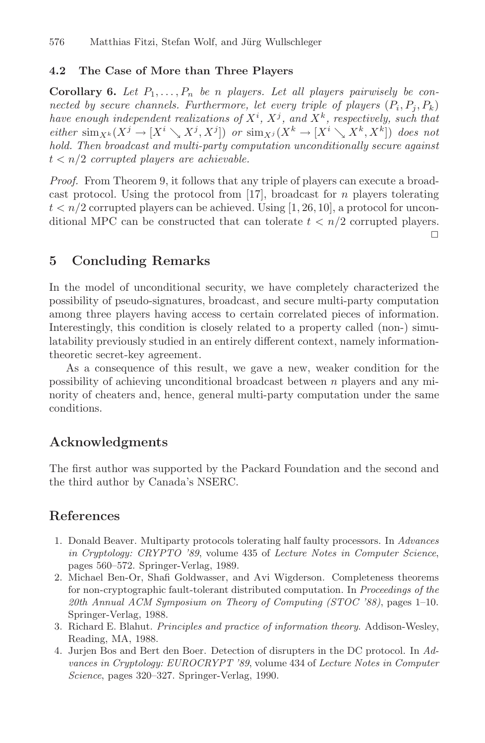### 4.2 The Case of More than Three Players

**Corollary 6.** *Let $P_1, \ldots, P_n$ be $n$ players. Let all players pairwisely be connected by secure channels. Furthermore, let every triple of players $(P_i, P_j, P_k)$ have enough independent realizations of $X^i$, $X^j$, and $X^k$, respectively, such that either $\text{sim}_{X^k}(X^j \to [X^i \searrow X^j, X^j])$ or $\text{sim}_{X^j}(X^k \to [X^i \searrow X^k, X^k])$ does not hold. Then broadcast and multi-party computation unconditionally secure against $t < n/2$ corrupted players are achievable.*

*Proof.* From Theorem 9, it follows that any triple of players can execute a broadcast protocol. Using the protocol from [17], broadcast for $n$ players tolerating $t < n/2$ corrupted players can be achieved. Using [1, 26, 10], a protocol for unconditional MPC can be constructed that can tolerate $t < n/2$ corrupted players. □

## 5 Concluding Remarks

In the model of unconditional security, we have completely characterized the possibility of pseudo-signatures, broadcast, and secure multi-party computation among three players having access to certain correlated pieces of information. Interestingly, this condition is closely related to a property called (non-) simulatability previously studied in an entirely different context, namely information-theoretic secret-key agreement.

As a consequence of this result, we gave a new, weaker condition for the possibility of achieving unconditional broadcast between $n$ players and any minority of cheaters and, hence, general multi-party computation under the same conditions.

## Acknowledgments

The first author was supported by the Packard Foundation and the second and the third author by Canada's NSERC.

## References

1. Donald Beaver. Multiparty protocols tolerating half faulty processors. In *Advances in Cryptology: CRYPTO '89*, volume 435 of *Lecture Notes in Computer Science*, pages 560–572. Springer-Verlag, 1989.
2. Michael Ben-Or, Shafi Goldwasser, and Avi Wigderson. Completeness theorems for non-cryptographic fault-tolerant distributed computation. In *Proceedings of the 20th Annual ACM Symposium on Theory of Computing (STOC '88)*, pages 1–10. Springer-Verlag, 1988.
3. Richard E. Blahut. *Principles and practice of information theory*. Addison-Wesley, Reading, MA, 1988.
4. Jurjen Bos and Bert den Boer. Detection of disrupters in the DC protocol. In *Advances in Cryptology: EUROCRYPT '89*, volume 434 of *Lecture Notes in Computer Science*, pages 320–327. Springer-Verlag, 1990.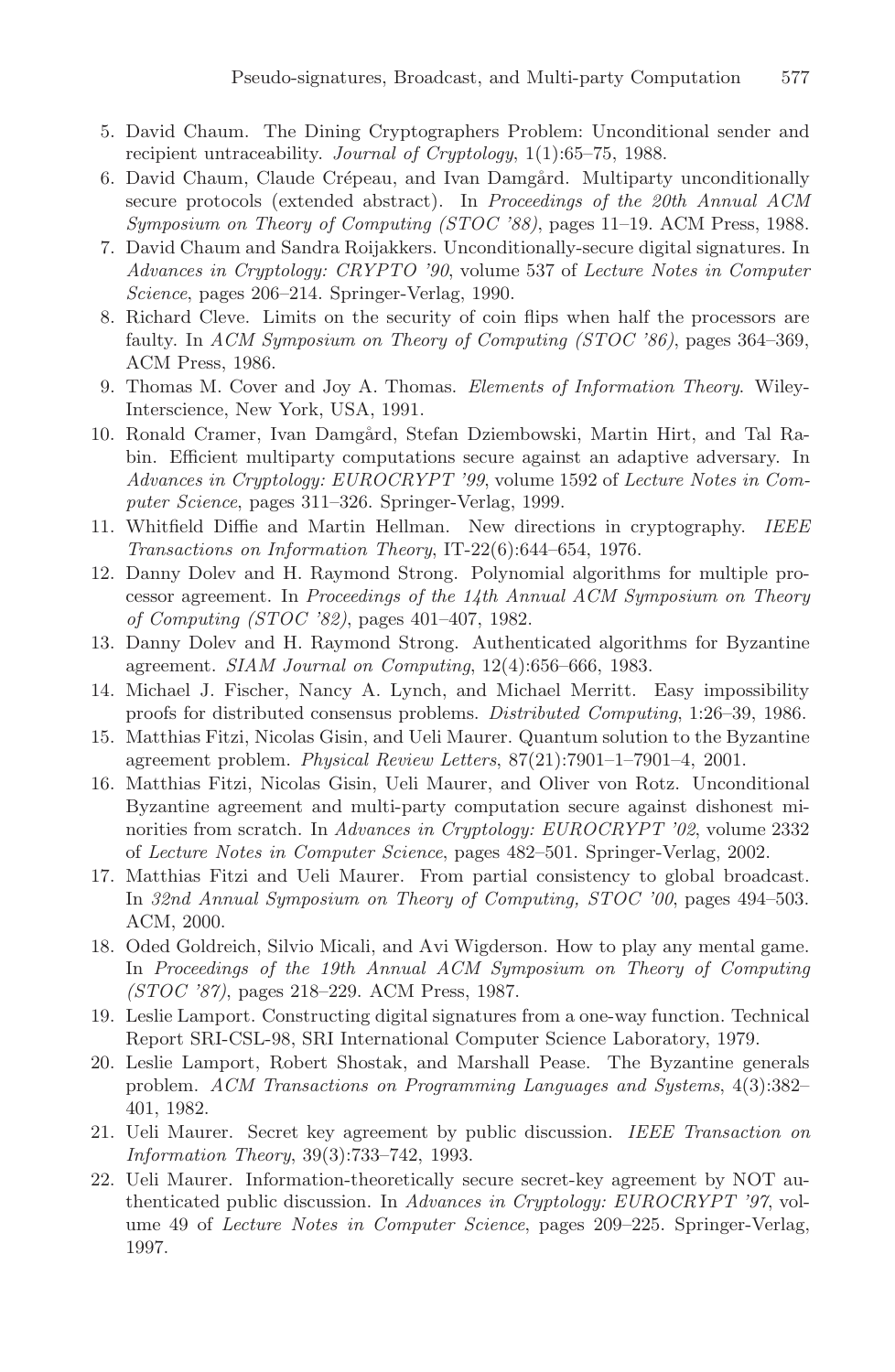5. David Chaum. The Dining Cryptographers Problem: Unconditional sender and recipient untraceability. *Journal of Cryptology*, 1(1):65–75, 1988.
6. David Chaum, Claude Crépeau, and Ivan Damgård. Multiparty unconditionally secure protocols (extended abstract). In *Proceedings of the 20th Annual ACM Symposium on Theory of Computing (STOC '88)*, pages 11–19. ACM Press, 1988.
7. David Chaum and Sandra Roijakkers. Unconditionally-secure digital signatures. In *Advances in Cryptology: CRYPTO '90*, volume 537 of *Lecture Notes in Computer Science*, pages 206–214. Springer-Verlag, 1990.
8. Richard Cleve. Limits on the security of coin flips when half the processors are faulty. In *ACM Symposium on Theory of Computing (STOC '86)*, pages 364–369, ACM Press, 1986.
9. Thomas M. Cover and Joy A. Thomas. *Elements of Information Theory*. Wiley-Interscience, New York, USA, 1991.
10. Ronald Cramer, Ivan Damgård, Stefan Dziembowski, Martin Hirt, and Tal Rabin. Efficient multiparty computations secure against an adaptive adversary. In *Advances in Cryptology: EUROCRYPT '99*, volume 1592 of *Lecture Notes in Computer Science*, pages 311–326. Springer-Verlag, 1999.
11. Whitfield Diffie and Martin Hellman. New directions in cryptography. *IEEE Transactions on Information Theory*, IT-22(6):644–654, 1976.
12. Danny Dolev and H. Raymond Strong. Polynomial algorithms for multiple processor agreement. In *Proceedings of the 14th Annual ACM Symposium on Theory of Computing (STOC '82)*, pages 401–407, 1982.
13. Danny Dolev and H. Raymond Strong. Authenticated algorithms for Byzantine agreement. *SIAM Journal on Computing*, 12(4):656–666, 1983.
14. Michael J. Fischer, Nancy A. Lynch, and Michael Merritt. Easy impossibility proofs for distributed consensus problems. *Distributed Computing*, 1:26–39, 1986.
15. Matthias Fitzi, Nicolas Gisin, and Ueli Maurer. Quantum solution to the Byzantine agreement problem. *Physical Review Letters*, 87(21):7901–1–7901–4, 2001.
16. Matthias Fitzi, Nicolas Gisin, Ueli Maurer, and Oliver von Rotz. Unconditional Byzantine agreement and multi-party computation secure against dishonest minorities from scratch. In *Advances in Cryptology: EUROCRYPT '02*, volume 2332 of *Lecture Notes in Computer Science*, pages 482–501. Springer-Verlag, 2002.
17. Matthias Fitzi and Ueli Maurer. From partial consistency to global broadcast. In *32nd Annual Symposium on Theory of Computing, STOC '00*, pages 494–503. ACM, 2000.
18. Oded Goldreich, Silvio Micali, and Avi Wigderson. How to play any mental game. In *Proceedings of the 19th Annual ACM Symposium on Theory of Computing (STOC '87)*, pages 218–229. ACM Press, 1987.
19. Leslie Lamport. Constructing digital signatures from a one-way function. Technical Report SRI-CSL-98, SRI International Computer Science Laboratory, 1979.
20. Leslie Lamport, Robert Shostak, and Marshall Pease. The Byzantine generals problem. *ACM Transactions on Programming Languages and Systems*, 4(3):382–401, 1982.
21. Ueli Maurer. Secret key agreement by public discussion. *IEEE Transaction on Information Theory*, 39(3):733–742, 1993.
22. Ueli Maurer. Information-theoretically secure secret-key agreement by NOT authenticated public discussion. In *Advances in Cryptology: EUROCRYPT '97*, volume 49 of *Lecture Notes in Computer Science*, pages 209–225. Springer-Verlag, 1997.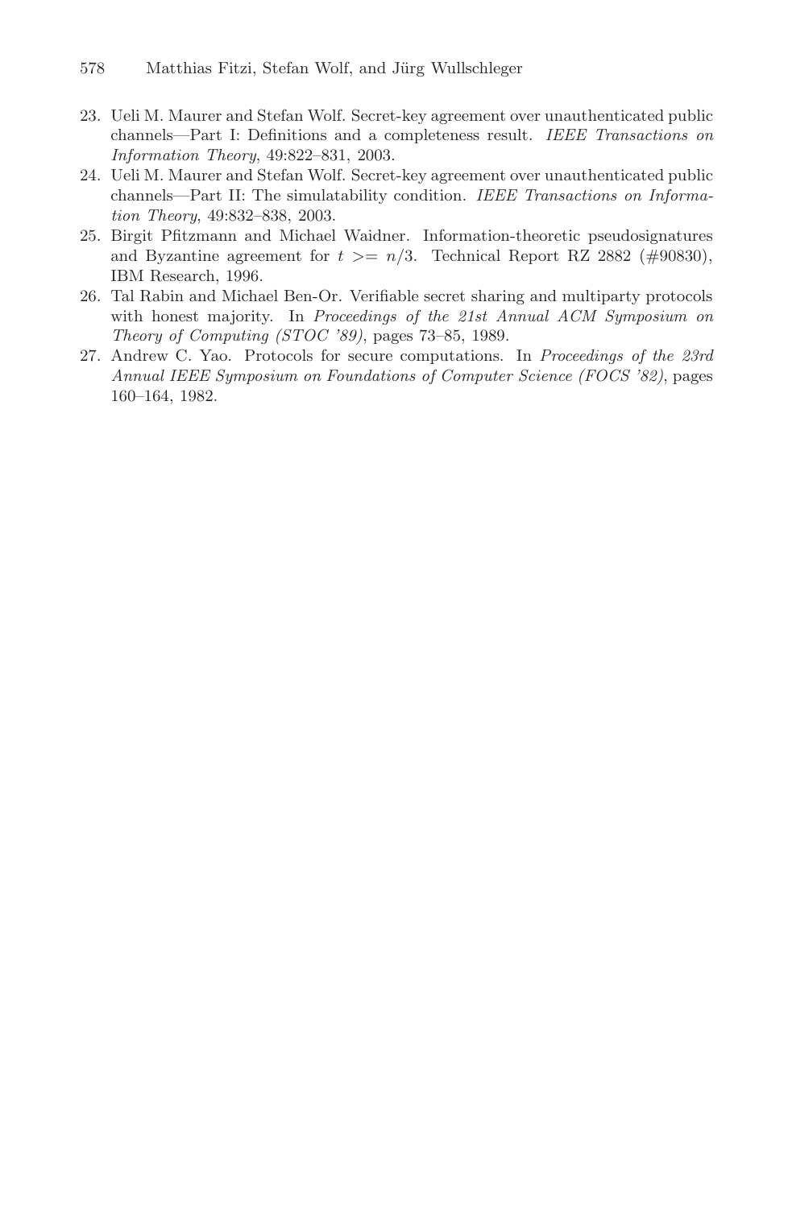23. Ueli M. Maurer and Stefan Wolf. Secret-key agreement over unauthenticated public channels—Part I: Definitions and a completeness result. *IEEE Transactions on Information Theory*, 49:822–831, 2003.
24. Ueli M. Maurer and Stefan Wolf. Secret-key agreement over unauthenticated public channels—Part II: The simulatability condition. *IEEE Transactions on Information Theory*, 49:832–838, 2003.
25. Birgit Pfitzmann and Michael Waidner. Information-theoretic pseudosignatures and Byzantine agreement for $t >= n/3$. Technical Report RZ 2882 (#90830), IBM Research, 1996.
26. Tal Rabin and Michael Ben-Or. Verifiable secret sharing and multiparty protocols with honest majority. In *Proceedings of the 21st Annual ACM Symposium on Theory of Computing (STOC '89)*, pages 73–85, 1989.
27. Andrew C. Yao. Protocols for secure computations. In *Proceedings of the 23rd Annual IEEE Symposium on Foundations of Computer Science (FOCS '82)*, pages 160–164, 1982.